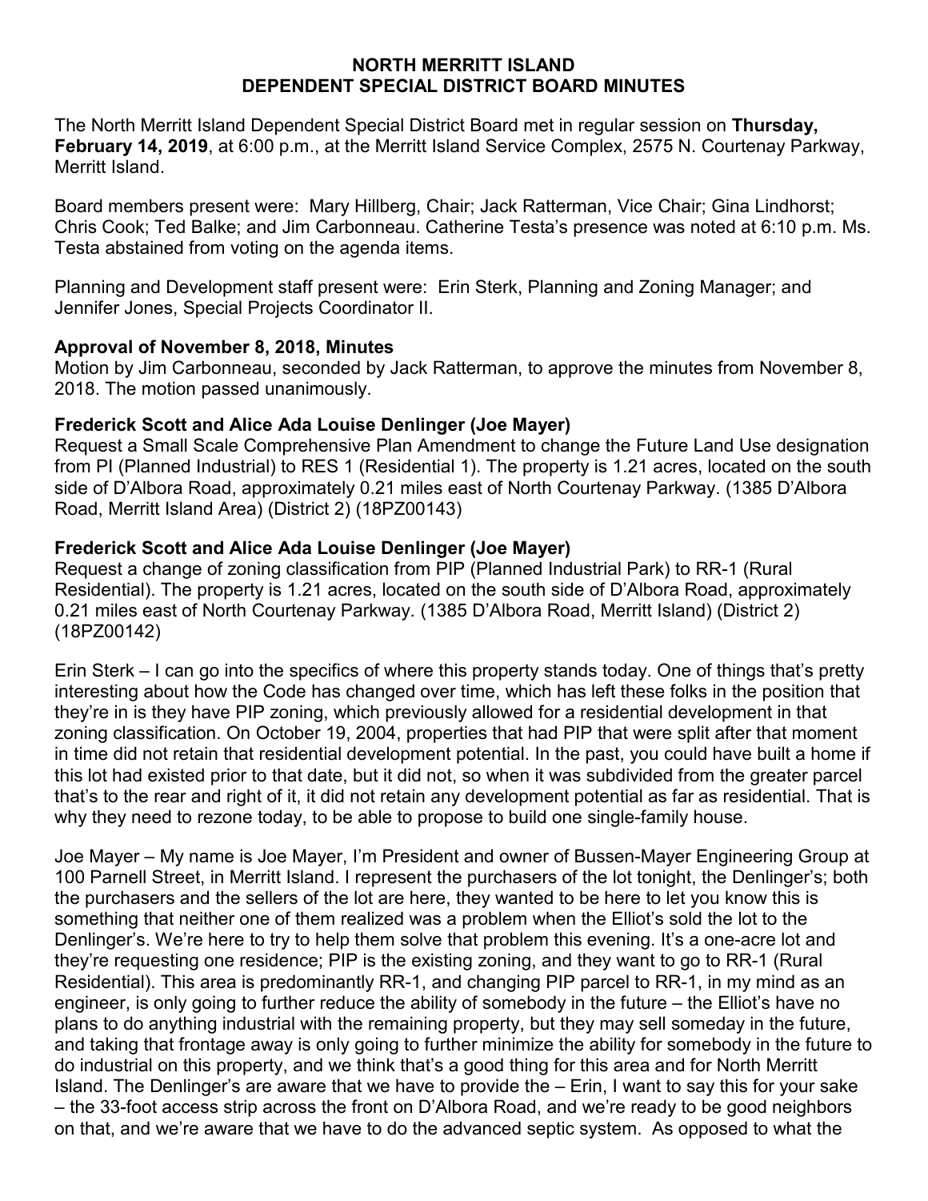# NORTH MERRITT ISLAND
# DEPENDENT SPECIAL DISTRICT BOARD MINUTES

The North Merritt Island Dependent Special District Board met in regular session on **Thursday, February 14, 2019**, at 6:00 p.m., at the Merritt Island Service Complex, 2575 N. Courtenay Parkway, Merritt Island.

Board members present were: Mary Hillberg, Chair; Jack Ratterman, Vice Chair; Gina Lindhorst; Chris Cook; Ted Balke; and Jim Carbonneau. Catherine Testa's presence was noted at 6:10 p.m. Ms. Testa abstained from voting on the agenda items.

Planning and Development staff present were: Erin Sterk, Planning and Zoning Manager; and Jennifer Jones, Special Projects Coordinator II.

**Approval of November 8, 2018, Minutes**

Motion by Jim Carbonneau, seconded by Jack Ratterman, to approve the minutes from November 8, 2018. The motion passed unanimously.

**Frederick Scott and Alice Ada Louise Denlinger (Joe Mayer)**

Request a Small Scale Comprehensive Plan Amendment to change the Future Land Use designation from PI (Planned Industrial) to RES 1 (Residential 1). The property is 1.21 acres, located on the south side of D'Albora Road, approximately 0.21 miles east of North Courtenay Parkway. (1385 D'Albora Road, Merritt Island Area) (District 2) (18PZ00143)

**Frederick Scott and Alice Ada Louise Denlinger (Joe Mayer)**

Request a change of zoning classification from PIP (Planned Industrial Park) to RR-1 (Rural Residential). The property is 1.21 acres, located on the south side of D'Albora Road, approximately 0.21 miles east of North Courtenay Parkway. (1385 D'Albora Road, Merritt Island) (District 2) (18PZ00142)

Erin Sterk – I can go into the specifics of where this property stands today. One of things that's pretty interesting about how the Code has changed over time, which has left these folks in the position that they're in is they have PIP zoning, which previously allowed for a residential development in that zoning classification. On October 19, 2004, properties that had PIP that were split after that moment in time did not retain that residential development potential. In the past, you could have built a home if this lot had existed prior to that date, but it did not, so when it was subdivided from the greater parcel that's to the rear and right of it, it did not retain any development potential as far as residential. That is why they need to rezone today, to be able to propose to build one single-family house.

Joe Mayer – My name is Joe Mayer, I'm President and owner of Bussen-Mayer Engineering Group at 100 Parnell Street, in Merritt Island. I represent the purchasers of the lot tonight, the Denlinger's; both the purchasers and the sellers of the lot are here, they wanted to be here to let you know this is something that neither one of them realized was a problem when the Elliot's sold the lot to the Denlinger's. We're here to try to help them solve that problem this evening. It's a one-acre lot and they're requesting one residence; PIP is the existing zoning, and they want to go to RR-1 (Rural Residential). This area is predominantly RR-1, and changing PIP parcel to RR-1, in my mind as an engineer, is only going to further reduce the ability of somebody in the future – the Elliot's have no plans to do anything industrial with the remaining property, but they may sell someday in the future, and taking that frontage away is only going to further minimize the ability for somebody in the future to do industrial on this property, and we think that's a good thing for this area and for North Merritt Island. The Denlinger's are aware that we have to provide the – Erin, I want to say this for your sake – the 33-foot access strip across the front on D'Albora Road, and we're ready to be good neighbors on that, and we're aware that we have to do the advanced septic system. As opposed to what the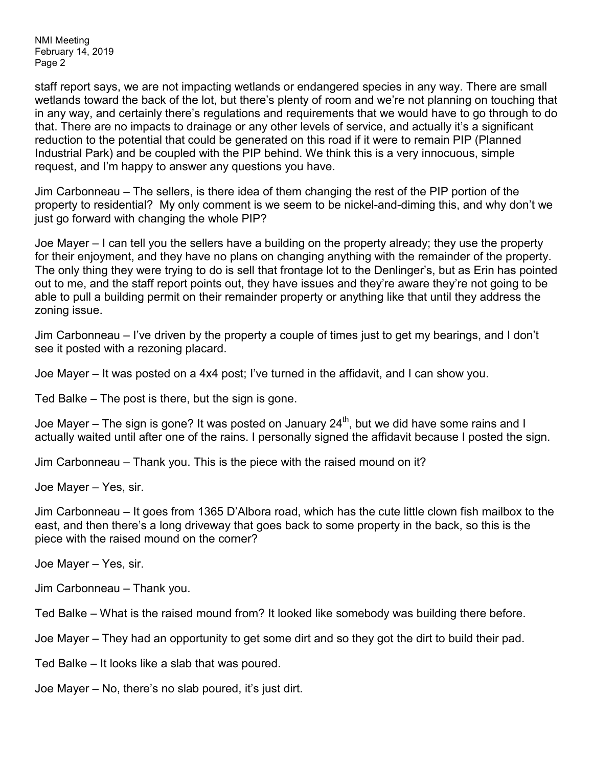staff report says, we are not impacting wetlands or endangered species in any way. There are small wetlands toward the back of the lot, but there's plenty of room and we're not planning on touching that in any way, and certainly there's regulations and requirements that we would have to go through to do that. There are no impacts to drainage or any other levels of service, and actually it's a significant reduction to the potential that could be generated on this road if it were to remain PIP (Planned Industrial Park) and be coupled with the PIP behind. We think this is a very innocuous, simple request, and I'm happy to answer any questions you have.

Jim Carbonneau – The sellers, is there idea of them changing the rest of the PIP portion of the property to residential? My only comment is we seem to be nickel-and-diming this, and why don't we just go forward with changing the whole PIP?

Joe Mayer – I can tell you the sellers have a building on the property already; they use the property for their enjoyment, and they have no plans on changing anything with the remainder of the property. The only thing they were trying to do is sell that frontage lot to the Denlinger's, but as Erin has pointed out to me, and the staff report points out, they have issues and they're aware they're not going to be able to pull a building permit on their remainder property or anything like that until they address the zoning issue.

Jim Carbonneau – I've driven by the property a couple of times just to get my bearings, and I don't see it posted with a rezoning placard.

Joe Mayer – It was posted on a 4x4 post; I've turned in the affidavit, and I can show you.

Ted Balke – The post is there, but the sign is gone.

Joe Mayer – The sign is gone? It was posted on January 24th, but we did have some rains and I actually waited until after one of the rains. I personally signed the affidavit because I posted the sign.

Jim Carbonneau – Thank you. This is the piece with the raised mound on it?

Joe Mayer – Yes, sir.

Jim Carbonneau – It goes from 1365 D'Albora road, which has the cute little clown fish mailbox to the east, and then there's a long driveway that goes back to some property in the back, so this is the piece with the raised mound on the corner?

Joe Mayer – Yes, sir.

Jim Carbonneau – Thank you.

Ted Balke – What is the raised mound from? It looked like somebody was building there before.

Joe Mayer – They had an opportunity to get some dirt and so they got the dirt to build their pad.

Ted Balke – It looks like a slab that was poured.

Joe Mayer – No, there's no slab poured, it's just dirt.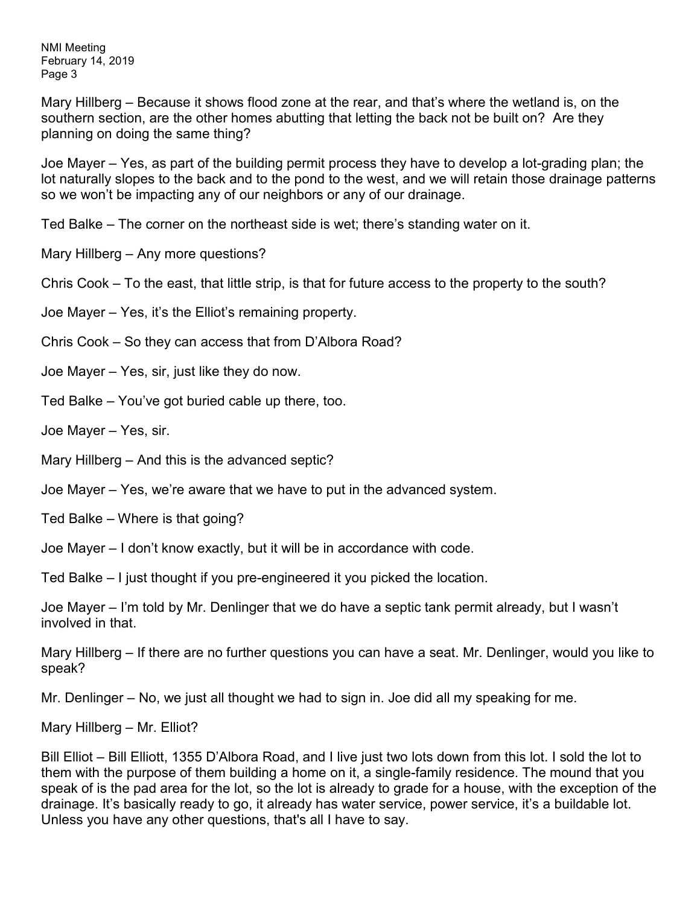Mary Hillberg – Because it shows flood zone at the rear, and that's where the wetland is, on the southern section, are the other homes abutting that letting the back not be built on? Are they planning on doing the same thing?

Joe Mayer – Yes, as part of the building permit process they have to develop a lot-grading plan; the lot naturally slopes to the back and to the pond to the west, and we will retain those drainage patterns so we won't be impacting any of our neighbors or any of our drainage.

Ted Balke – The corner on the northeast side is wet; there's standing water on it.

Mary Hillberg – Any more questions?

Chris Cook – To the east, that little strip, is that for future access to the property to the south?

Joe Mayer – Yes, it's the Elliot's remaining property.

Chris Cook – So they can access that from D'Albora Road?

Joe Mayer – Yes, sir, just like they do now.

Ted Balke – You've got buried cable up there, too.

Joe Mayer – Yes, sir.

Mary Hillberg – And this is the advanced septic?

Joe Mayer – Yes, we're aware that we have to put in the advanced system.

Ted Balke – Where is that going?

Joe Mayer – I don't know exactly, but it will be in accordance with code.

Ted Balke – I just thought if you pre-engineered it you picked the location.

Joe Mayer – I'm told by Mr. Denlinger that we do have a septic tank permit already, but I wasn't involved in that.

Mary Hillberg – If there are no further questions you can have a seat. Mr. Denlinger, would you like to speak?

Mr. Denlinger – No, we just all thought we had to sign in. Joe did all my speaking for me.

Mary Hillberg – Mr. Elliot?

Bill Elliot – Bill Elliott, 1355 D'Albora Road, and I live just two lots down from this lot. I sold the lot to them with the purpose of them building a home on it, a single-family residence. The mound that you speak of is the pad area for the lot, so the lot is already to grade for a house, with the exception of the drainage. It's basically ready to go, it already has water service, power service, it's a buildable lot. Unless you have any other questions, that's all I have to say.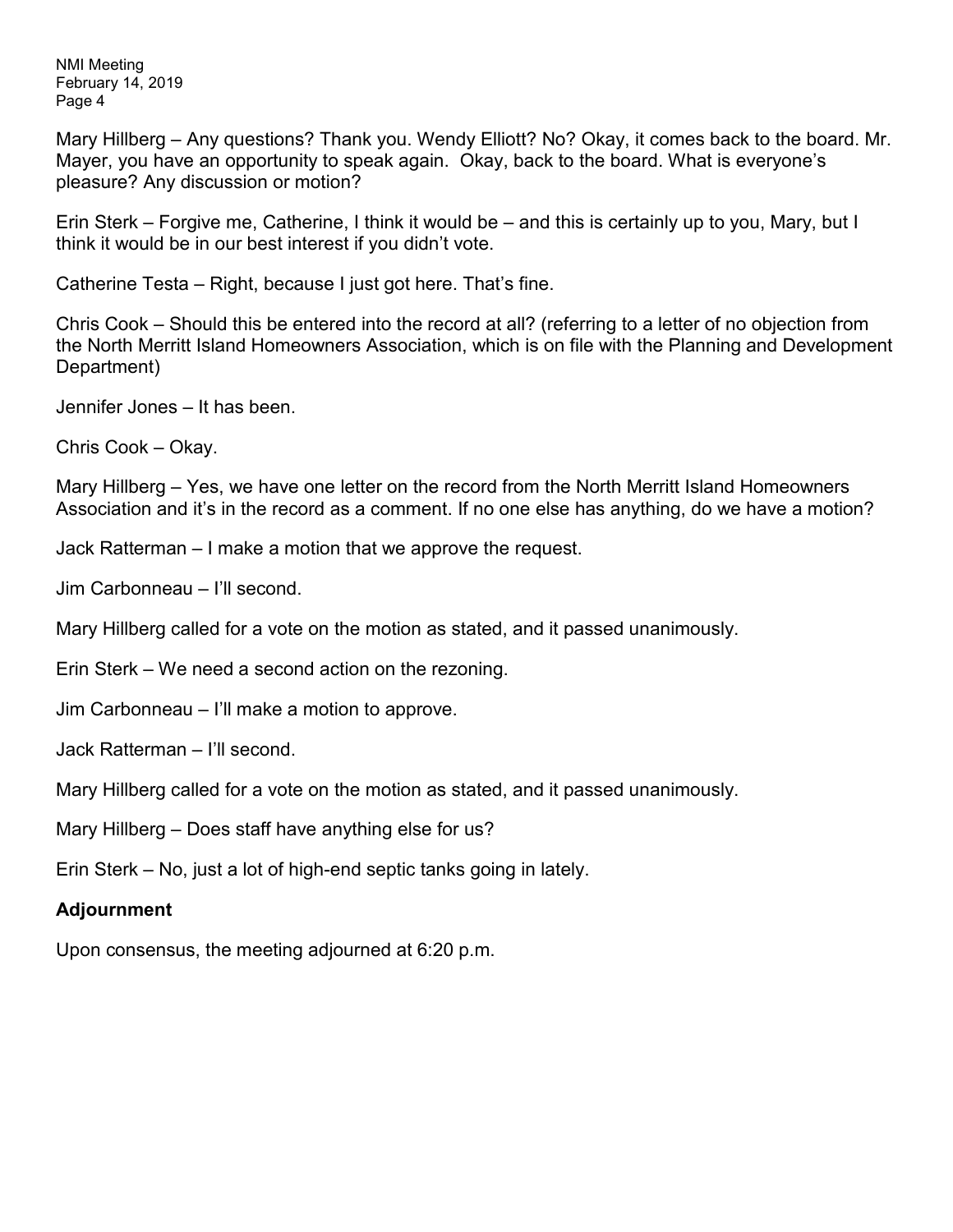Mary Hillberg – Any questions? Thank you. Wendy Elliott? No? Okay, it comes back to the board. Mr. Mayer, you have an opportunity to speak again. Okay, back to the board. What is everyone's pleasure? Any discussion or motion?

Erin Sterk – Forgive me, Catherine, I think it would be – and this is certainly up to you, Mary, but I think it would be in our best interest if you didn't vote.

Catherine Testa – Right, because I just got here. That's fine.

Chris Cook – Should this be entered into the record at all? (referring to a letter of no objection from the North Merritt Island Homeowners Association, which is on file with the Planning and Development Department)

Jennifer Jones – It has been.

Chris Cook – Okay.

Mary Hillberg – Yes, we have one letter on the record from the North Merritt Island Homeowners Association and it's in the record as a comment. If no one else has anything, do we have a motion?

Jack Ratterman – I make a motion that we approve the request.

Jim Carbonneau – I'll second.

Mary Hillberg called for a vote on the motion as stated, and it passed unanimously.

Erin Sterk – We need a second action on the rezoning.

Jim Carbonneau – I'll make a motion to approve.

Jack Ratterman – I'll second.

Mary Hillberg called for a vote on the motion as stated, and it passed unanimously.

Mary Hillberg – Does staff have anything else for us?

Erin Sterk – No, just a lot of high-end septic tanks going in lately.

## Adjournment

Upon consensus, the meeting adjourned at 6:20 p.m.